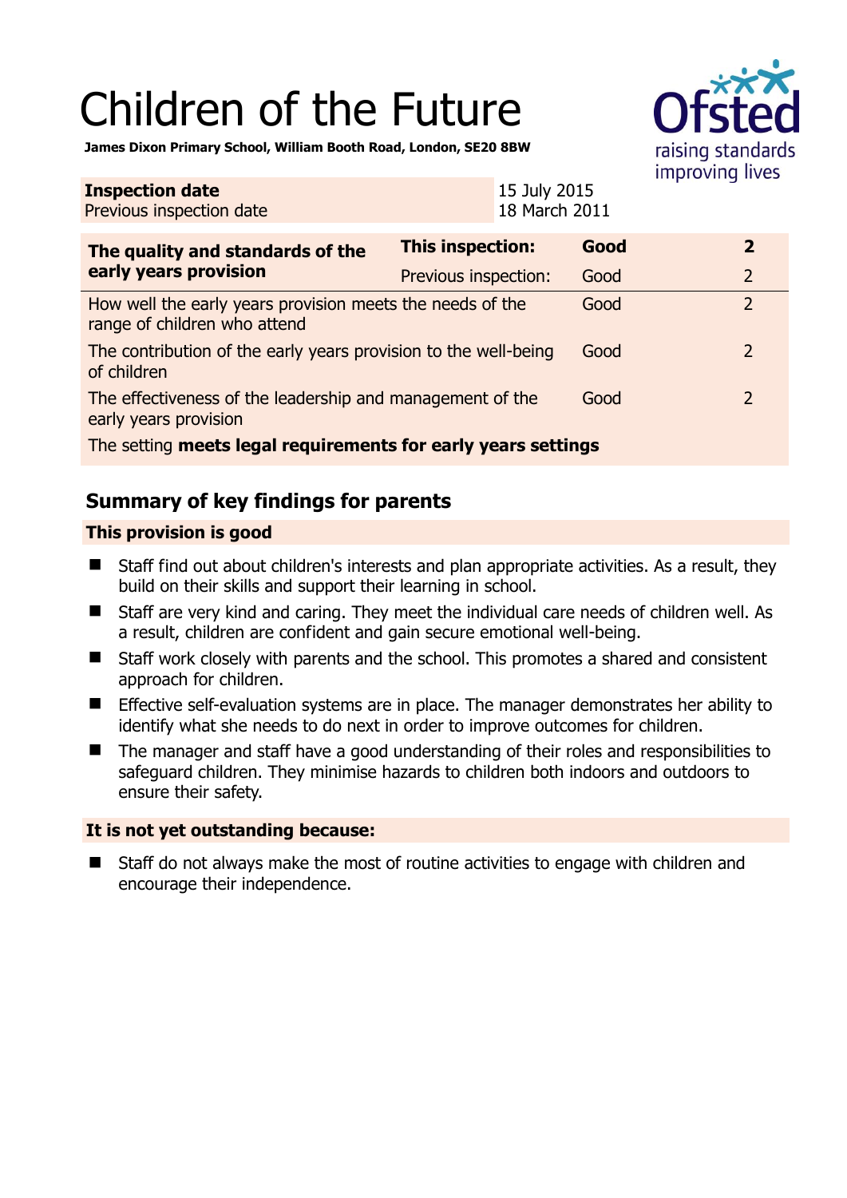# Children of the Future

**James Dixon Primary School, William Booth Road, London, SE20 8BW**

| **Inspection date** | 15 July 2015 |
|---|---|
| Previous inspection date | 18 March 2011 |

| **The quality and standards of the early years provision** | **This inspection:** | **Good** | **2** |
|---|---|---|---|
| | Previous inspection: | Good | 2 |
| How well the early years provision meets the needs of the range of children who attend | | Good | 2 |
| The contribution of the early years provision to the well-being of children | | Good | 2 |
| The effectiveness of the leadership and management of the early years provision | | Good | 2 |
| The setting **meets legal requirements for early years settings** | | | |

## Summary of key findings for parents

**This provision is good**

- Staff find out about children's interests and plan appropriate activities. As a result, they build on their skills and support their learning in school.
- Staff are very kind and caring. They meet the individual care needs of children well. As a result, children are confident and gain secure emotional well-being.
- Staff work closely with parents and the school. This promotes a shared and consistent approach for children.
- Effective self-evaluation systems are in place. The manager demonstrates her ability to identify what she needs to do next in order to improve outcomes for children.
- The manager and staff have a good understanding of their roles and responsibilities to safeguard children. They minimise hazards to children both indoors and outdoors to ensure their safety.

**It is not yet outstanding because:**

- Staff do not always make the most of routine activities to engage with children and encourage their independence.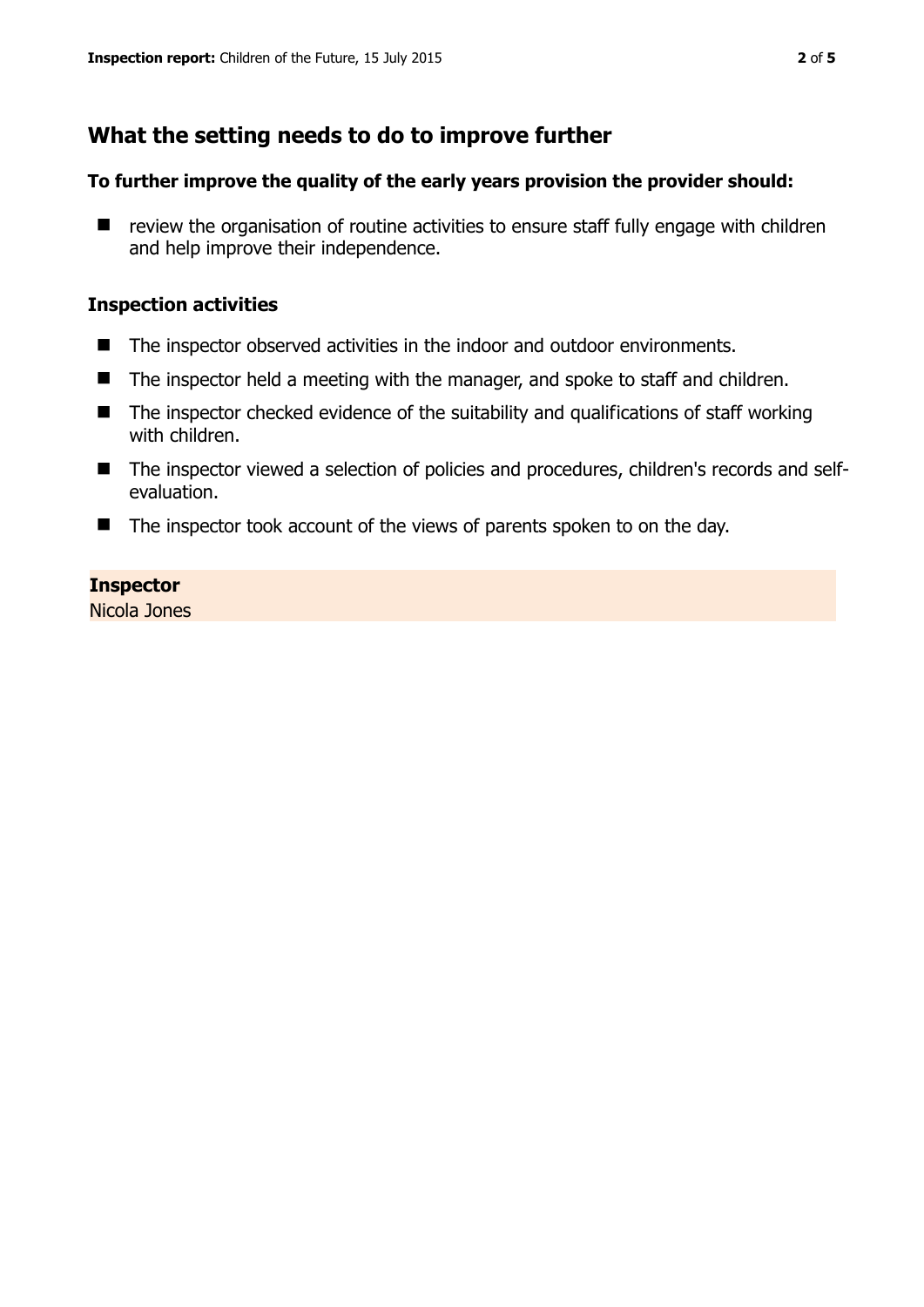## What the setting needs to do to improve further

### To further improve the quality of the early years provision the provider should:

- review the organisation of routine activities to ensure staff fully engage with children and help improve their independence.

### Inspection activities

- The inspector observed activities in the indoor and outdoor environments.
- The inspector held a meeting with the manager, and spoke to staff and children.
- The inspector checked evidence of the suitability and qualifications of staff working with children.
- The inspector viewed a selection of policies and procedures, children's records and self-evaluation.
- The inspector took account of the views of parents spoken to on the day.

**Inspector**
Nicola Jones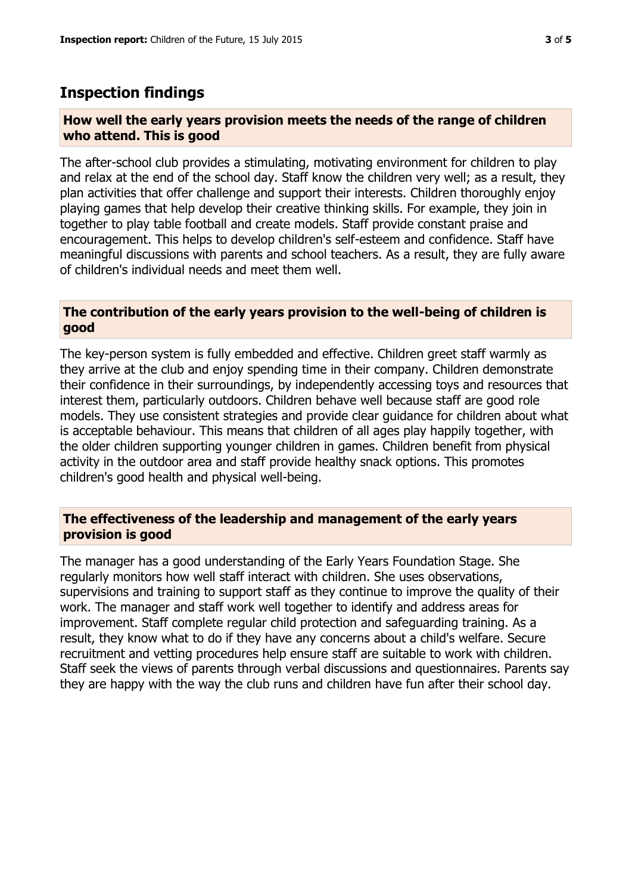## Inspection findings

### How well the early years provision meets the needs of the range of children who attend. This is good

The after-school club provides a stimulating, motivating environment for children to play and relax at the end of the school day. Staff know the children very well; as a result, they plan activities that offer challenge and support their interests. Children thoroughly enjoy playing games that help develop their creative thinking skills. For example, they join in together to play table football and create models. Staff provide constant praise and encouragement. This helps to develop children's self-esteem and confidence. Staff have meaningful discussions with parents and school teachers. As a result, they are fully aware of children's individual needs and meet them well.

### The contribution of the early years provision to the well-being of children is good

The key-person system is fully embedded and effective. Children greet staff warmly as they arrive at the club and enjoy spending time in their company. Children demonstrate their confidence in their surroundings, by independently accessing toys and resources that interest them, particularly outdoors. Children behave well because staff are good role models. They use consistent strategies and provide clear guidance for children about what is acceptable behaviour. This means that children of all ages play happily together, with the older children supporting younger children in games. Children benefit from physical activity in the outdoor area and staff provide healthy snack options. This promotes children's good health and physical well-being.

### The effectiveness of the leadership and management of the early years provision is good

The manager has a good understanding of the Early Years Foundation Stage. She regularly monitors how well staff interact with children. She uses observations, supervisions and training to support staff as they continue to improve the quality of their work. The manager and staff work well together to identify and address areas for improvement. Staff complete regular child protection and safeguarding training. As a result, they know what to do if they have any concerns about a child's welfare. Secure recruitment and vetting procedures help ensure staff are suitable to work with children. Staff seek the views of parents through verbal discussions and questionnaires. Parents say they are happy with the way the club runs and children have fun after their school day.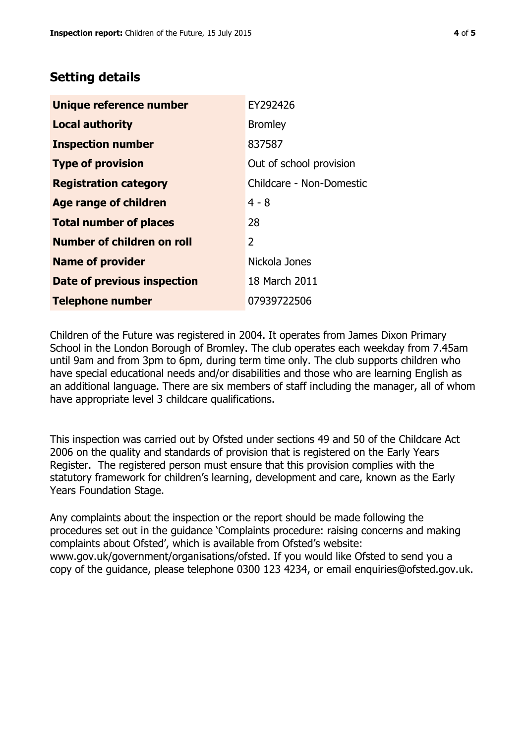## Setting details

| | |
|---|---|
| **Unique reference number** | EY292426 |
| **Local authority** | Bromley |
| **Inspection number** | 837587 |
| **Type of provision** | Out of school provision |
| **Registration category** | Childcare - Non-Domestic |
| **Age range of children** | 4 - 8 |
| **Total number of places** | 28 |
| **Number of children on roll** | 2 |
| **Name of provider** | Nickola Jones |
| **Date of previous inspection** | 18 March 2011 |
| **Telephone number** | 07939722506 |

Children of the Future was registered in 2004. It operates from James Dixon Primary School in the London Borough of Bromley. The club operates each weekday from 7.45am until 9am and from 3pm to 6pm, during term time only. The club supports children who have special educational needs and/or disabilities and those who are learning English as an additional language. There are six members of staff including the manager, all of whom have appropriate level 3 childcare qualifications.

This inspection was carried out by Ofsted under sections 49 and 50 of the Childcare Act 2006 on the quality and standards of provision that is registered on the Early Years Register. The registered person must ensure that this provision complies with the statutory framework for children's learning, development and care, known as the Early Years Foundation Stage.

Any complaints about the inspection or the report should be made following the procedures set out in the guidance 'Complaints procedure: raising concerns and making complaints about Ofsted', which is available from Ofsted's website: www.gov.uk/government/organisations/ofsted. If you would like Ofsted to send you a copy of the guidance, please telephone 0300 123 4234, or email enquiries@ofsted.gov.uk.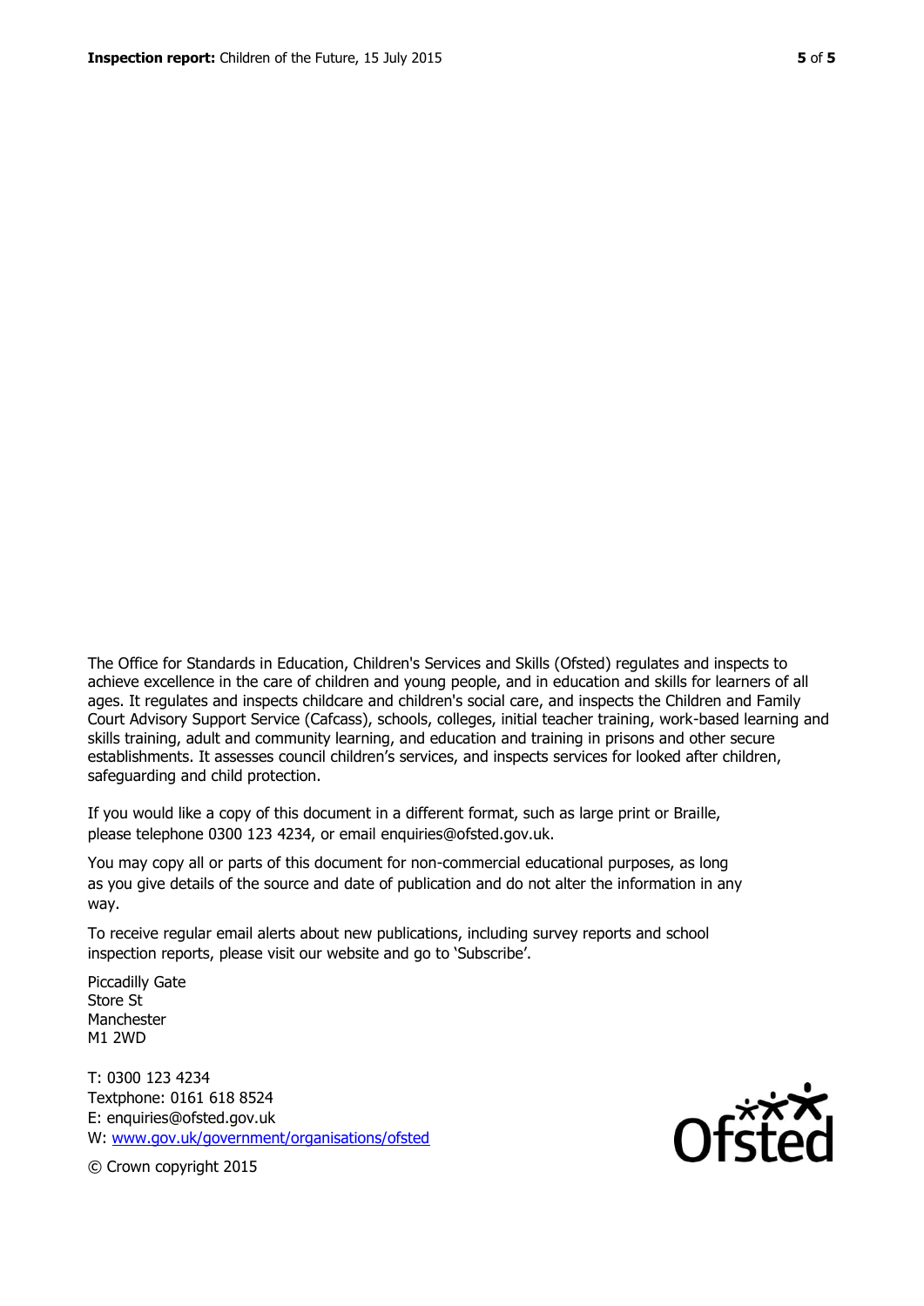The Office for Standards in Education, Children's Services and Skills (Ofsted) regulates and inspects to achieve excellence in the care of children and young people, and in education and skills for learners of all ages. It regulates and inspects childcare and children's social care, and inspects the Children and Family Court Advisory Support Service (Cafcass), schools, colleges, initial teacher training, work-based learning and skills training, adult and community learning, and education and training in prisons and other secure establishments. It assesses council children's services, and inspects services for looked after children, safeguarding and child protection.

If you would like a copy of this document in a different format, such as large print or Braille, please telephone 0300 123 4234, or email enquiries@ofsted.gov.uk.

You may copy all or parts of this document for non-commercial educational purposes, as long as you give details of the source and date of publication and do not alter the information in any way.

To receive regular email alerts about new publications, including survey reports and school inspection reports, please visit our website and go to 'Subscribe'.

Piccadilly Gate
Store St
Manchester
M1 2WD

T: 0300 123 4234
Textphone: 0161 618 8524
E: enquiries@ofsted.gov.uk
W: [www.gov.uk/government/organisations/ofsted](http://www.gov.uk/government/organisations/ofsted)

© Crown copyright 2015